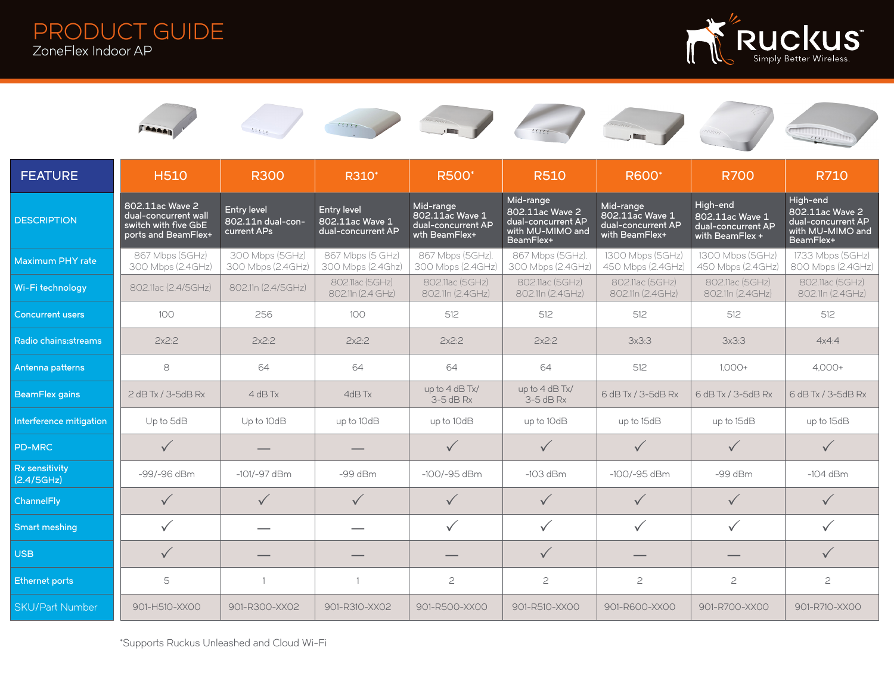# PRODUCT GUIDE

ZoneFlex Indoor AP

Ruckus
Simply Better Wireless.

| FEATURE | H510 | R300 | R310* | R500* | R510 | R600* | R700 | R710 |
|---|---|---|---|---|---|---|---|---|
| DESCRIPTION | 802.11ac Wave 2 dual-concurrent wall switch with five GbE ports and BeamFlex+ | Entry level 802.11n dual-concurrent APs | Entry level 802.11ac Wave 1 dual-concurrent AP | Mid-range 802.11ac Wave 1 dual-concurrent AP wth BeamFlex+ | Mid-range 802.11ac Wave 2 dual-concurrent AP with MU-MIMO and BeamFlex+ | Mid-range 802.11ac Wave 1 dual-concurrent AP with BeamFlex+ | High-end 802.11ac Wave 1 dual-concurrent AP with BeamFlex + | High-end 802.11ac Wave 2 dual-concurrent AP with MU-MIMO and BeamFlex+ |
| Maximum PHY rate | 867 Mbps (5GHz) 300 Mbps (2.4GHz) | 300 Mbps (5GHz) 300 Mbps (2.4GHz) | 867 Mbps (5 GHz) 300 Mbps (2.4Ghz) | 867 Mbps (5GHz), 300 Mbps (2.4GHz) | 867 Mbps (5GHz), 300 Mbps (2.4GHz) | 1300 Mbps (5GHz) 450 Mbps (2.4GHz) | 1300 Mbps (5GHz) 450 Mbps (2.4GHz) | 1733 Mbps (5GHz) 800 Mbps (2.4GHz) |
| Wi-Fi technology | 802.11ac (2.4/5GHz) | 802.11n (2.4/5GHz) | 802.11ac (5GHz) 802.11n (2.4 GHz) | 802.11ac (5GHz) 802.11n (2.4GHz) | 802.11ac (5GHz) 802.11n (2.4GHz) | 802.11ac (5GHz) 802.11n (2.4GHz) | 802.11ac (5GHz) 802.11n (2.4GHz) | 802.11ac (5GHz) 802.11n (2.4GHz) |
| Concurrent users | 100 | 256 | 100 | 512 | 512 | 512 | 512 | 512 |
| Radio chains:streams | 2x2:2 | 2x2:2 | 2x2:2 | 2x2:2 | 2x2:2 | 3x3:3 | 3x3:3 | 4x4:4 |
| Antenna patterns | 8 | 64 | 64 | 64 | 64 | 512 | 1,000+ | 4,000+ |
| BeamFlex gains | 2 dB Tx / 3-5dB Rx | 4 dB Tx | 4dB Tx | up to 4 dB Tx/ 3-5 dB Rx | up to 4 dB Tx/ 3-5 dB Rx | 6 dB Tx / 3-5dB Rx | 6 dB Tx / 3-5dB Rx | 6 dB Tx / 3-5dB Rx |
| Interference mitigation | Up to 5dB | Up to 10dB | up to 10dB | up to 10dB | up to 10dB | up to 15dB | up to 15dB | up to 15dB |
| PD-MRC | ✓ | — | — | ✓ | ✓ | ✓ | ✓ | ✓ |
| Rx sensitivity (2.4/5GHz) | -99/-96 dBm | -101/-97 dBm | -99 dBm | -100/-95 dBm | -103 dBm | -100/-95 dBm | -99 dBm | -104 dBm |
| ChannelFly | ✓ | ✓ | ✓ | ✓ | ✓ | ✓ | ✓ | ✓ |
| Smart meshing | ✓ | — | — | ✓ | ✓ | ✓ | ✓ | ✓ |
| USB | ✓ | — | — | — | ✓ | — | — | ✓ |
| Ethernet ports | 5 | 1 | 1 | 2 | 2 | 2 | 2 | 2 |
| SKU/Part Number | 901-H510-XX00 | 901-R300-XX02 | 901-R310-XX02 | 901-R500-XX00 | 901-R510-XX00 | 901-R600-XX00 | 901-R700-XX00 | 901-R710-XX00 |

*Supports Ruckus Unleashed and Cloud Wi-Fi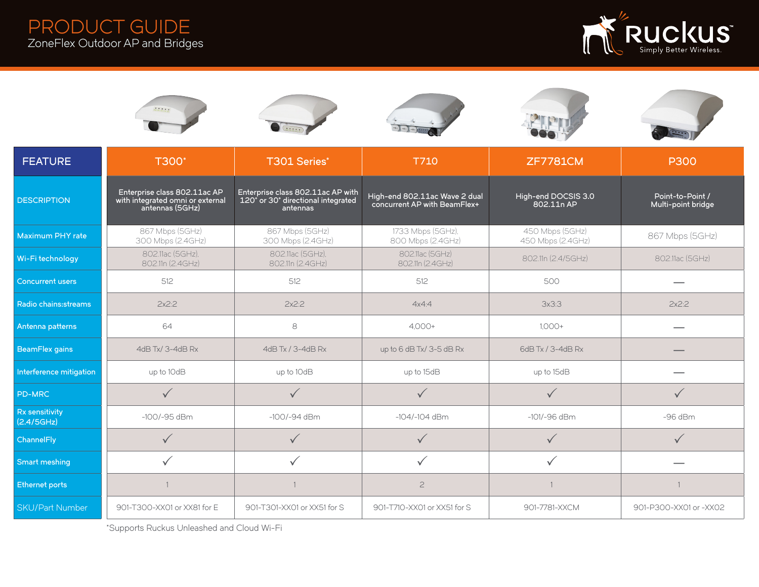# PRODUCT GUIDE

## ZoneFlex Outdoor AP and Bridges

| FEATURE | T300* | T301 Series* | T710 | ZF7781CM | P300 |
|---|---|---|---|---|---|
| DESCRIPTION | Enterprise class 802.11ac AP with integrated omni or external antennas (5GHz) | Enterprise class 802.11ac AP with 120° or 30° directional integrated antennas | High-end 802.11ac Wave 2 dual concurrent AP with BeamFlex+ | High-end DOCSIS 3.0 802.11n AP | Point-to-Point / Multi-point bridge |
| Maximum PHY rate | 867 Mbps (5GHz) 300 Mbps (2.4GHz) | 867 Mbps (5GHz) 300 Mbps (2.4GHz) | 1733 Mbps (5GHz), 800 Mbps (2.4GHz) | 450 Mbps (5GHz) 450 Mbps (2.4GHz) | 867 Mbps (5GHz) |
| Wi-Fi technology | 802.11ac (5GHz), 802.11n (2.4GHz) | 802.11ac (5GHz), 802.11n (2.4GHz) | 802.11ac (5GHz) 802.11n (2.4GHz) | 802.11n (2.4/5GHz) | 802.11ac (5GHz) |
| Concurrent users | 512 | 512 | 512 | 500 | — |
| Radio chains:streams | 2x2:2 | 2x2:2 | 4x4:4 | 3x3:3 | 2x2:2 |
| Antenna patterns | 64 | 8 | 4,000+ | 1,000+ | — |
| BeamFlex gains | 4dB Tx/ 3-4dB Rx | 4dB Tx / 3-4dB Rx | up to 6 dB Tx/ 3-5 dB Rx | 6dB Tx / 3-4dB Rx | — |
| Interference mitigation | up to 10dB | up to 10dB | up to 15dB | up to 15dB | — |
| PD-MRC | ✓ | ✓ | ✓ | ✓ | ✓ |
| Rx sensitivity (2.4/5GHz) | -100/-95 dBm | -100/-94 dBm | -104/-104 dBm | -101/-96 dBm | -96 dBm |
| ChannelFly | ✓ | ✓ | ✓ | ✓ | ✓ |
| Smart meshing | ✓ | ✓ | ✓ | ✓ | — |
| Ethernet ports | 1 | 1 | 2 | 1 | 1 |
| SKU/Part Number | 901-T300-XX01 or XX81 for E | 901-T301-XX01 or XX51 for S | 901-T710-XX01 or XX51 for S | 901-7781-XXCM | 901-P300-XX01 or -XX02 |

*Supports Ruckus Unleashed and Cloud Wi-Fi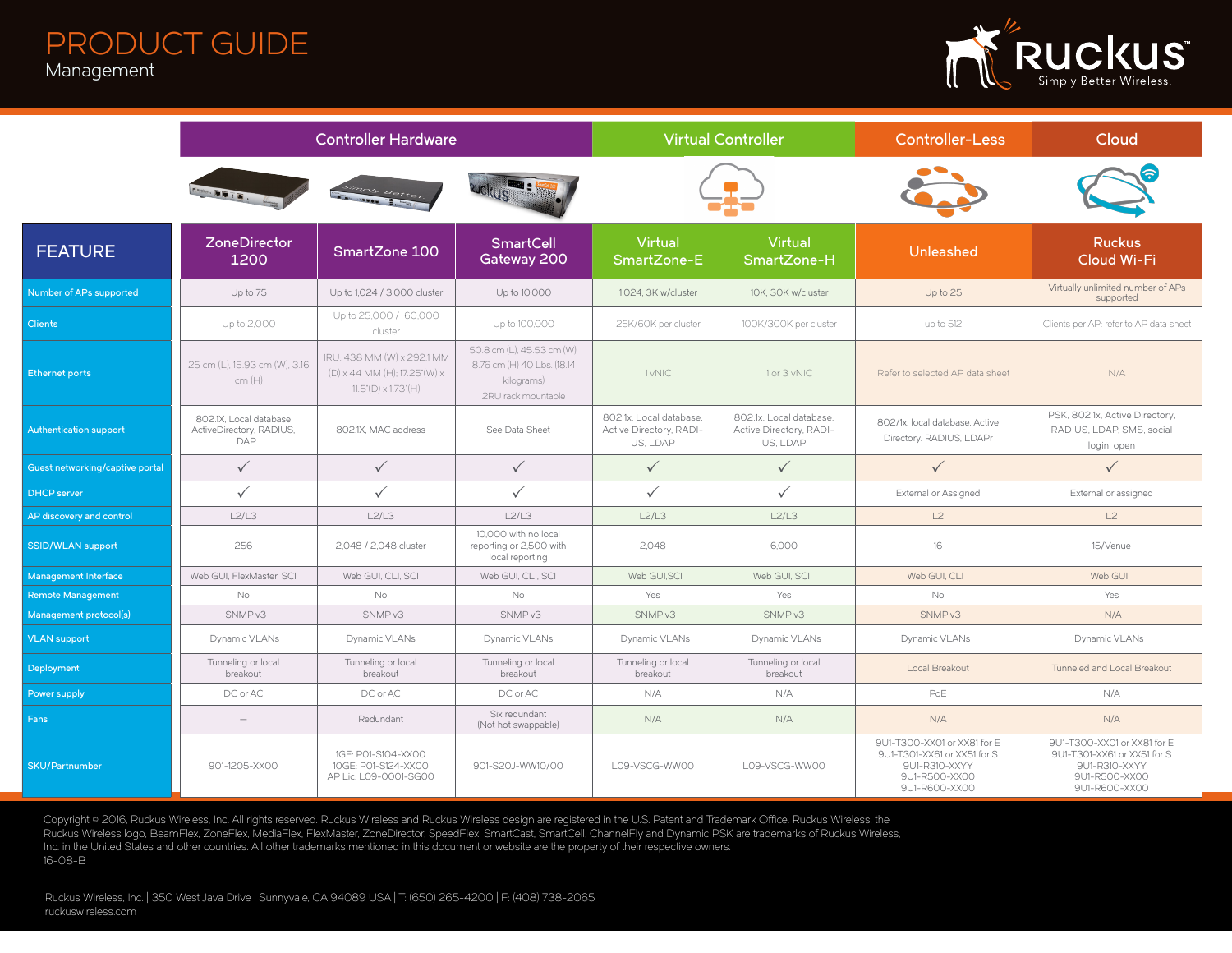# PRODUCT GUIDE

## Management

| | Controller Hardware | | | Virtual Controller | | Controller-Less | Cloud |
|---|---|---|---|---|---|---|---|
| **FEATURE** | **ZoneDirector 1200** | **SmartZone 100** | **SmartCell Gateway 200** | **Virtual SmartZone-E** | **Virtual SmartZone-H** | **Unleashed** | **Ruckus Cloud Wi-Fi** |
| Number of APs supported | Up to 75 | Up to 1,024 / 3,000 cluster | Up to 10,000 | 1,024, 3K w/cluster | 10K, 30K w/cluster | Up to 25 | Virtually unlimited number of APs supported |
| Clients | Up to 2,000 | Up to 25,000 / 60,000 cluster | Up to 100,000 | 25K/60K per cluster | 100K/300K per cluster | up to 512 | Clients per AP: refer to AP data sheet |
| Ethernet ports | 25 cm (L), 15.93 cm (W), 3.16 cm (H) | 1RU: 438 MM (W) x 292.1 MM (D) x 44 MM (H); 17.25"(W) x 11.5"(D) x 1.73"(H) | 50.8 cm (L), 45.53 cm (W), 8.76 cm (H) 40 Lbs. (18.14 kilograms) 2RU rack mountable | 1 vNIC | 1 or 3 vNIC | Refer to selected AP data sheet | N/A |
| Authentication support | 802.1X, Local database ActiveDirectory, RADIUS, LDAP | 802.1X, MAC address | See Data Sheet | 802.1x, Local database, Active Directory, RADIUS, LDAP | 802.1x, Local database, Active Directory, RADIUS, LDAP | 802/1x, local database. Active Directory. RADIUS, LDAPr | PSK, 802.1x, Active Directory, RADIUS, LDAP, SMS, social login, open |
| Guest networking/captive portal | ✓ | ✓ | ✓ | ✓ | ✓ | ✓ | ✓ |
| DHCP server | ✓ | ✓ | ✓ | ✓ | ✓ | External or Assigned | External or assigned |
| AP discovery and control | L2/L3 | L2/L3 | L2/L3 | L2/L3 | L2/L3 | L2 | L2 |
| SSID/WLAN support | 256 | 2,048 / 2,048 cluster | 10,000 with no local reporting or 2,500 with local reporting | 2,048 | 6,000 | 16 | 15/Venue |
| Management Interface | Web GUI, FlexMaster, SCI | Web GUI, CLI, SCI | Web GUI, CLI, SCI | Web GUI,SCI | Web GUI, SCI | Web GUI, CLI | Web GUI |
| Remote Management | No | No | No | Yes | Yes | No | Yes |
| Management protocol(s) | SNMP v3 | SNMP v3 | SNMP v3 | SNMP v3 | SNMP v3 | SNMP v3 | N/A |
| VLAN support | Dynamic VLANs | Dynamic VLANs | Dynamic VLANs | Dynamic VLANs | Dynamic VLANs | Dynamic VLANs | Dynamic VLANs |
| Deployment | Tunneling or local breakout | Tunneling or local breakout | Tunneling or local breakout | Tunneling or local breakout | Tunneling or local breakout | Local Breakout | Tunneled and Local Breakout |
| Power supply | DC or AC | DC or AC | DC or AC | N/A | N/A | PoE | N/A |
| Fans | — | Redundant | Six redundant (Not hot swappable) | N/A | N/A | N/A | N/A |
| SKU/Partnumber | 901-1205-XX00 | 1GE: P01-S104-XX00 10GE: P01-S124-XX00 AP Lic: L09-0001-SG00 | 901-S20J-WW10/00 | L09-VSCG-WW00 | L09-VSCG-WW00 | 9U1-T300-XX01 or XX81 for E 9U1-T301-XX61 or XX51 for S 9U1-R310-XXYY 9U1-R500-XX00 9U1-R600-XX00 | 9U1-T300-XX01 or XX81 for E 9U1-T301-XX61 or XX51 for S 9U1-R310-XXYY 9U1-R500-XX00 9U1-R600-XX00 |

Copyright © 2016, Ruckus Wireless, Inc. All rights reserved. Ruckus Wireless and Ruckus Wireless design are registered in the U.S. Patent and Trademark Office. Ruckus Wireless, the Ruckus Wireless logo, BeamFlex, ZoneFlex, MediaFlex, FlexMaster, ZoneDirector, SpeedFlex, SmartCast, SmartCell, ChannelFly and Dynamic PSK are trademarks of Ruckus Wireless, Inc. in the United States and other countries. All other trademarks mentioned in this document or website are the property of their respective owners.
16-08-B

Ruckus Wireless, Inc. | 350 West Java Drive | Sunnyvale, CA 94089 USA | T: (650) 265-4200 | F: (408) 738-2065
ruckuswireless.com